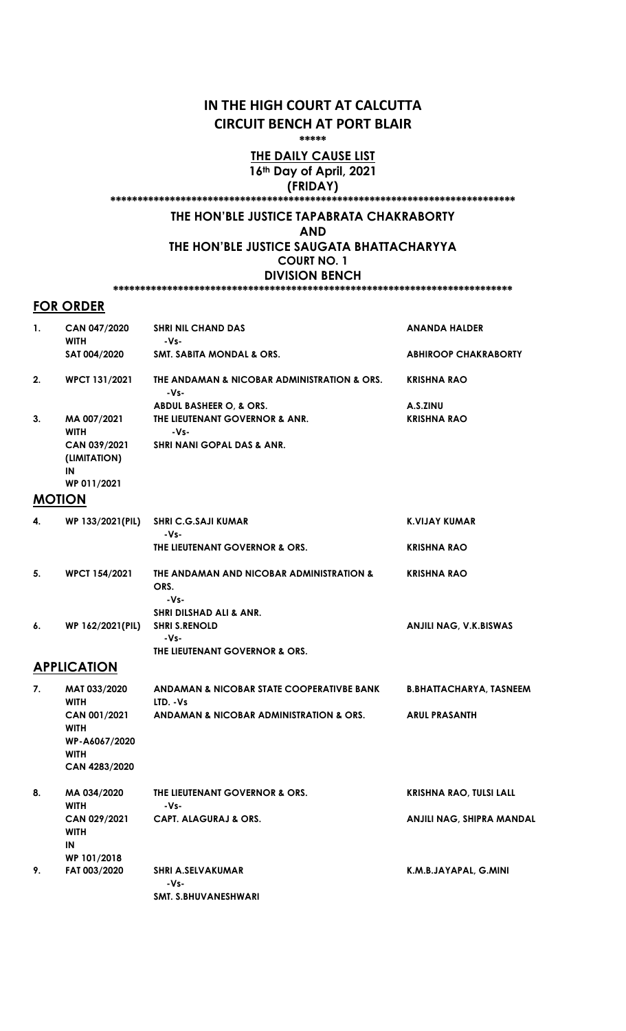# IN THE HIGH COURT AT CALCUTTA
# CIRCUIT BENCH AT PORT BLAIR

\*\*\*\*\*

**THE DAILY CAUSE LIST**

**16th Day of April, 2021**

**(FRIDAY)**

\*\*\*\*\*\*\*\*\*\*\*\*\*\*\*\*\*\*\*\*\*\*\*\*\*\*\*\*\*\*\*\*\*\*\*\*\*\*\*\*\*\*\*\*\*\*\*\*\*\*\*\*\*\*\*\*\*\*\*\*\*\*\*\*\*\*\*\*\*\*\*\*\*\*\*\*\*

**THE HON'BLE JUSTICE TAPABRATA CHAKRABORTY**

**AND**

**THE HON'BLE JUSTICE SAUGATA BHATTACHARYYA**

**COURT NO. 1**

**DIVISION BENCH**

\*\*\*\*\*\*\*\*\*\*\*\*\*\*\*\*\*\*\*\*\*\*\*\*\*\*\*\*\*\*\*\*\*\*\*\*\*\*\*\*\*\*\*\*\*\*\*\*\*\*\*\*\*\*\*\*\*\*\*\*\*\*\*\*\*\*\*\*\*\*\*\*\*\*\*\*\*

## FOR ORDER

| | | | |
|---|---|---|---|
| 1. | CAN 047/2020 WITH SAT 004/2020 | SHRI NIL CHAND DAS -Vs- SMT. SABITA MONDAL & ORS. | ANANDA HALDER / ABHIROOP CHAKRABORTY |
| 2. | WPCT 131/2021 | THE ANDAMAN & NICOBAR ADMINISTRATION & ORS. -Vs- ABDUL BASHEER O, & ORS. | KRISHNA RAO / A.S.ZINU |
| 3. | MA 007/2021 WITH CAN 039/2021 (LIMITATION) IN WP 011/2021 | THE LIEUTENANT GOVERNOR & ANR. -Vs- SHRI NANI GOPAL DAS & ANR. | KRISHNA RAO |

## MOTION

| | | | |
|---|---|---|---|
| 4. | WP 133/2021(PIL) | SHRI C.G.SAJI KUMAR -Vs- THE LIEUTENANT GOVERNOR & ORS. | K.VIJAY KUMAR / KRISHNA RAO |
| 5. | WPCT 154/2021 | THE ANDAMAN AND NICOBAR ADMINISTRATION & ORS. -Vs- SHRI DILSHAD ALI & ANR. | KRISHNA RAO |
| 6. | WP 162/2021(PIL) | SHRI S.RENOLD -Vs- THE LIEUTENANT GOVERNOR & ORS. | ANJILI NAG, V.K.BISWAS |

## APPLICATION

| | | | |
|---|---|---|---|
| 7. | MAT 033/2020 WITH CAN 001/2021 WITH WP-A6067/2020 WITH CAN 4283/2020 | ANDAMAN & NICOBAR STATE COOPERATIVBE BANK LTD. -Vs ANDAMAN & NICOBAR ADMINISTRATION & ORS. | B.BHATTACHARYA, TASNEEM / ARUL PRASANTH |
| 8. | MA 034/2020 WITH CAN 029/2021 WITH IN WP 101/2018 | THE LIEUTENANT GOVERNOR & ORS. -Vs- CAPT. ALAGURAJ & ORS. | KRISHNA RAO, TULSI LALL / ANJILI NAG, SHIPRA MANDAL |
| 9. | FAT 003/2020 | SHRI A.SELVAKUMAR -Vs- SMT. S.BHUVANESHWARI | K.M.B.JAYAPAL, G.MINI |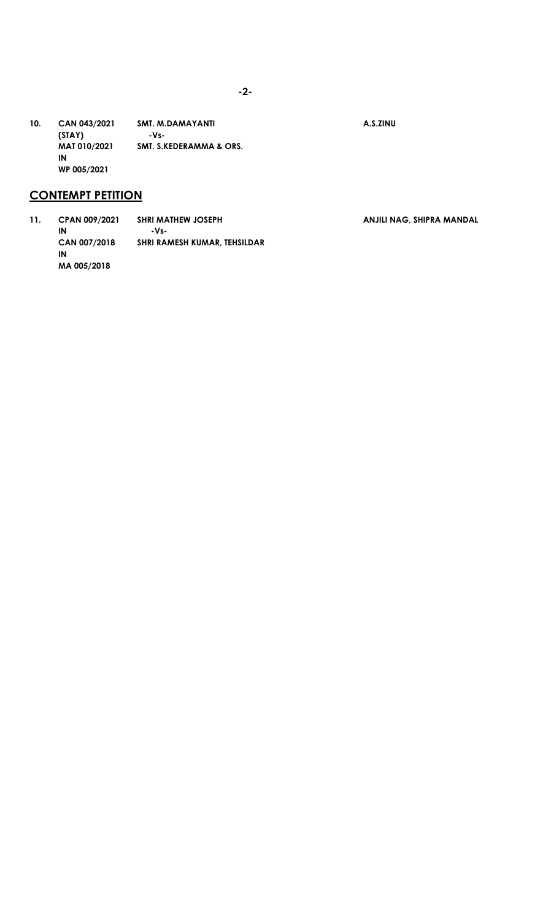| | | | |
|---|---|---|---|
| 10. | CAN 043/2021<br>(STAY)<br>MAT 010/2021<br>IN<br>WP 005/2021 | SMT. M.DAMAYANTI<br>-Vs-<br>SMT. S.KEDERAMMA & ORS. | A.S.ZINU |

## CONTEMPT PETITION

| | | | |
|---|---|---|---|
| 11. | CPAN 009/2021<br>IN<br>CAN 007/2018<br>IN<br>MA 005/2018 | SHRI MATHEW JOSEPH<br>-Vs-<br>SHRI RAMESH KUMAR, TEHSILDAR | ANJILI NAG, SHIPRA MANDAL |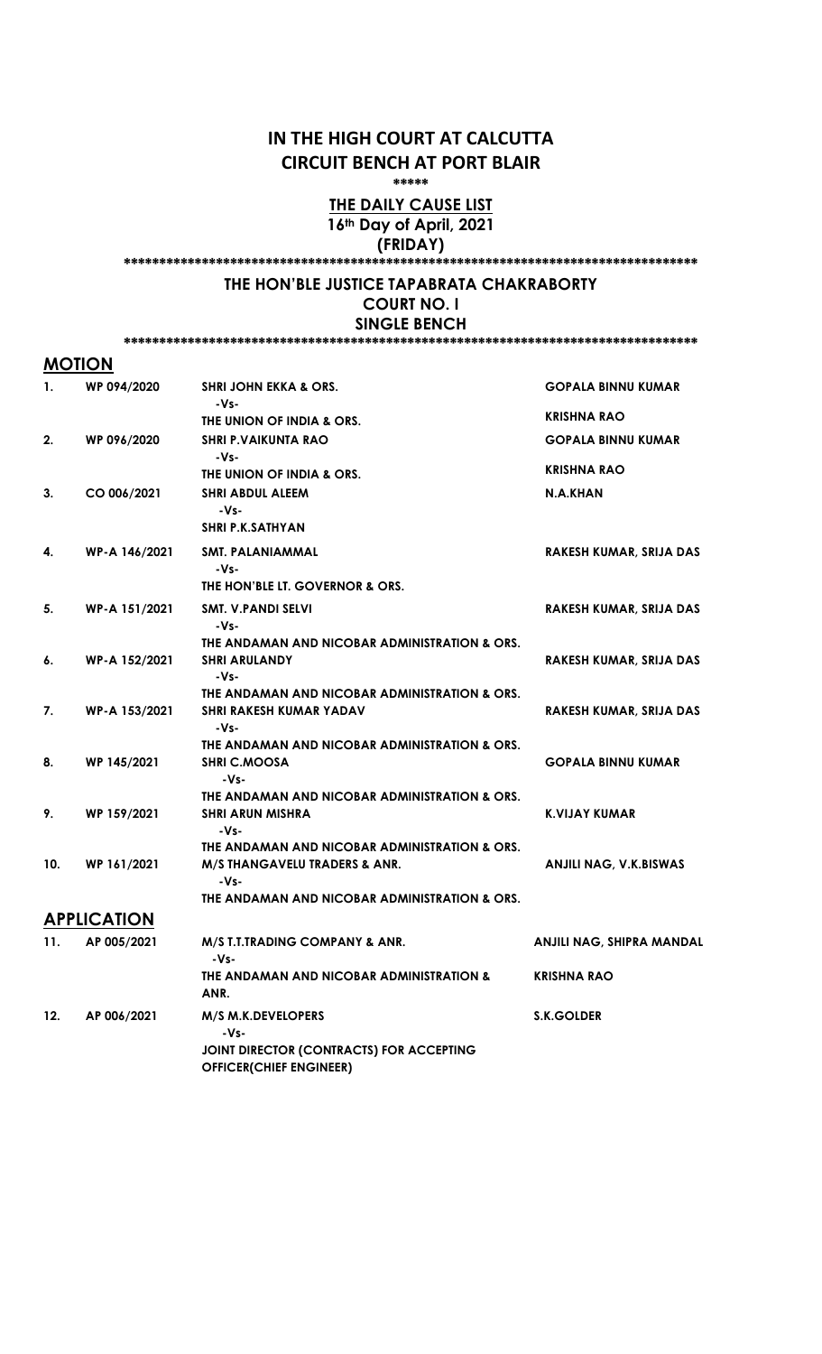# IN THE HIGH COURT AT CALCUTTA
# CIRCUIT BENCH AT PORT BLAIR

\*\*\*\*\*

## THE DAILY CAUSE LIST

**16th Day of April, 2021**

**(FRIDAY)**

\*\*\*\*\*\*\*\*\*\*\*\*\*\*\*\*\*\*\*\*\*\*\*\*\*\*\*\*\*\*\*\*\*\*\*\*\*\*\*\*\*\*\*\*\*\*\*\*\*\*\*\*\*\*\*\*\*\*\*\*\*\*\*\*\*\*\*\*\*\*\*\*\*\*\*\*\*\*\*\*\*\*\*\*

## THE HON'BLE JUSTICE TAPABRATA CHAKRABORTY
## COURT NO. I
## SINGLE BENCH

\*\*\*\*\*\*\*\*\*\*\*\*\*\*\*\*\*\*\*\*\*\*\*\*\*\*\*\*\*\*\*\*\*\*\*\*\*\*\*\*\*\*\*\*\*\*\*\*\*\*\*\*\*\*\*\*\*\*\*\*\*\*\*\*\*\*\*\*\*\*\*\*\*\*\*\*\*\*\*\*\*\*\*\*

### MOTION

| | | | |
|---|---|---|---|
| 1. | WP 094/2020 | SHRI JOHN EKKA & ORS.<br>-Vs-<br>THE UNION OF INDIA & ORS. | GOPALA BINNU KUMAR<br><br>KRISHNA RAO |
| 2. | WP 096/2020 | SHRI P.VAIKUNTA RAO<br>-Vs-<br>THE UNION OF INDIA & ORS. | GOPALA BINNU KUMAR<br><br>KRISHNA RAO |
| 3. | CO 006/2021 | SHRI ABDUL ALEEM<br>-Vs-<br>SHRI P.K.SATHYAN | N.A.KHAN |
| 4. | WP-A 146/2021 | SMT. PALANIAMMAL<br>-Vs-<br>THE HON'BLE LT. GOVERNOR & ORS. | RAKESH KUMAR, SRIJA DAS |
| 5. | WP-A 151/2021 | SMT. V.PANDI SELVI<br>-Vs-<br>THE ANDAMAN AND NICOBAR ADMINISTRATION & ORS. | RAKESH KUMAR, SRIJA DAS |
| 6. | WP-A 152/2021 | SHRI ARULANDY<br>-Vs-<br>THE ANDAMAN AND NICOBAR ADMINISTRATION & ORS. | RAKESH KUMAR, SRIJA DAS |
| 7. | WP-A 153/2021 | SHRI RAKESH KUMAR YADAV<br>-Vs-<br>THE ANDAMAN AND NICOBAR ADMINISTRATION & ORS. | RAKESH KUMAR, SRIJA DAS |
| 8. | WP 145/2021 | SHRI C.MOOSA<br>-Vs-<br>THE ANDAMAN AND NICOBAR ADMINISTRATION & ORS. | GOPALA BINNU KUMAR |
| 9. | WP 159/2021 | SHRI ARUN MISHRA<br>-Vs-<br>THE ANDAMAN AND NICOBAR ADMINISTRATION & ORS. | K.VIJAY KUMAR |
| 10. | WP 161/2021 | M/S THANGAVELU TRADERS & ANR.<br>-Vs-<br>THE ANDAMAN AND NICOBAR ADMINISTRATION & ORS. | ANJILI NAG, V.K.BISWAS |

### APPLICATION

| | | | |
|---|---|---|---|
| 11. | AP 005/2021 | M/S T.T.TRADING COMPANY & ANR.<br>-Vs-<br>THE ANDAMAN AND NICOBAR ADMINISTRATION & ANR. | ANJILI NAG, SHIPRA MANDAL<br><br>KRISHNA RAO |
| 12. | AP 006/2021 | M/S M.K.DEVELOPERS<br>-Vs-<br>JOINT DIRECTOR (CONTRACTS) FOR ACCEPTING OFFICER(CHIEF ENGINEER) | S.K.GOLDER |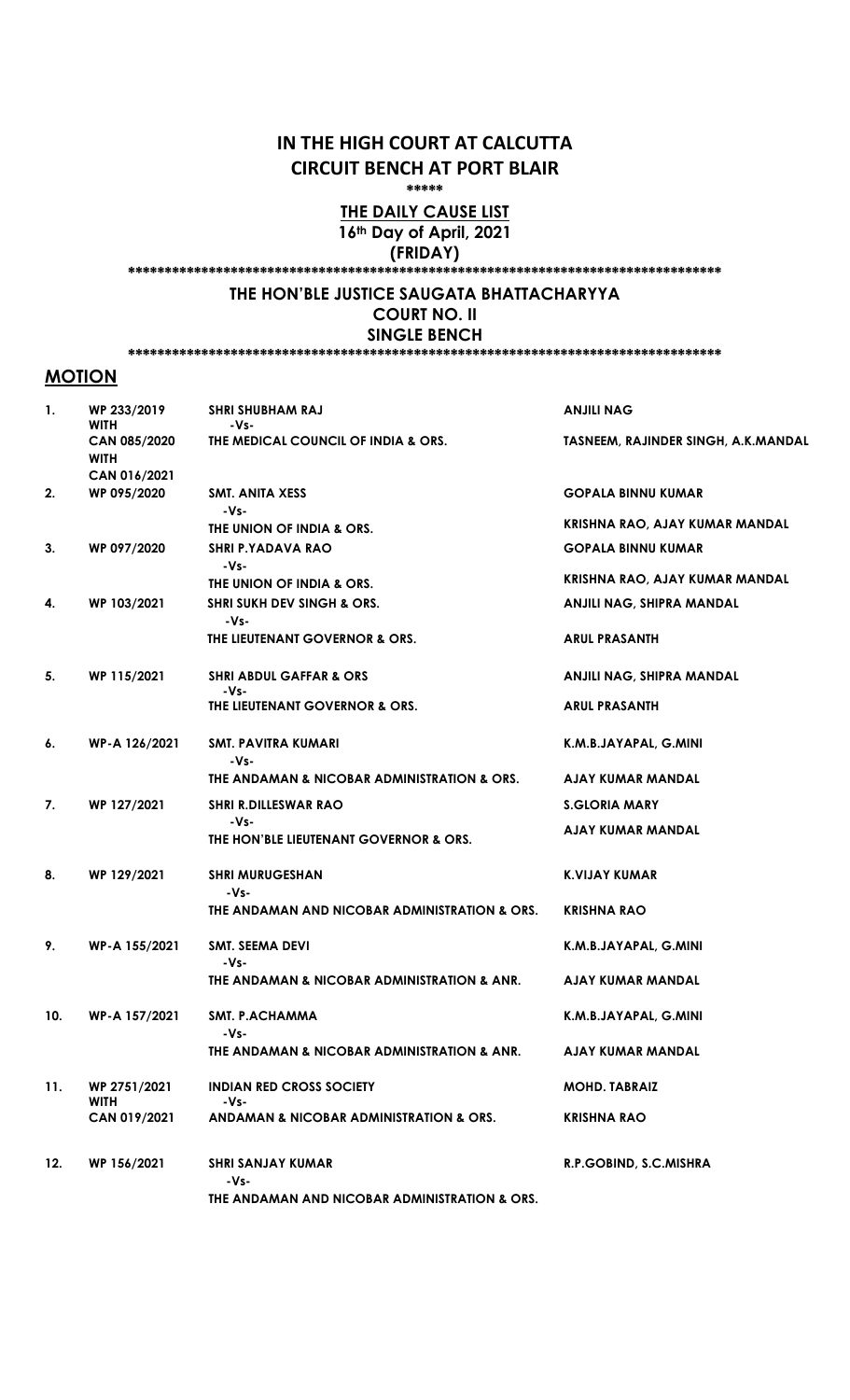# IN THE HIGH COURT AT CALCUTTA
# CIRCUIT BENCH AT PORT BLAIR

\*\*\*\*\*

**THE DAILY CAUSE LIST**

**16th Day of April, 2021**

**(FRIDAY)**

\*\*\*\*\*\*\*\*\*\*\*\*\*\*\*\*\*\*\*\*\*\*\*\*\*\*\*\*\*\*\*\*\*\*\*\*\*\*\*\*\*\*\*\*\*\*\*\*\*\*\*\*\*\*\*\*\*\*\*\*\*\*\*\*\*\*\*\*\*\*\*\*\*\*\*\*\*\*\*\*\*\*\*\*

## THE HON'BLE JUSTICE SAUGATA BHATTACHARYYA
## COURT NO. II
## SINGLE BENCH

\*\*\*\*\*\*\*\*\*\*\*\*\*\*\*\*\*\*\*\*\*\*\*\*\*\*\*\*\*\*\*\*\*\*\*\*\*\*\*\*\*\*\*\*\*\*\*\*\*\*\*\*\*\*\*\*\*\*\*\*\*\*\*\*\*\*\*\*\*\*\*\*\*\*\*\*\*\*\*\*\*\*\*\*

## MOTION

| | | | |
|---|---|---|---|
| 1. | WP 233/2019 WITH CAN 085/2020 WITH CAN 016/2021 | SHRI SHUBHAM RAJ -Vs- THE MEDICAL COUNCIL OF INDIA & ORS. | ANJILI NAG / TASNEEM, RAJINDER SINGH, A.K.MANDAL |
| 2. | WP 095/2020 | SMT. ANITA XESS -Vs- THE UNION OF INDIA & ORS. | GOPALA BINNU KUMAR / KRISHNA RAO, AJAY KUMAR MANDAL |
| 3. | WP 097/2020 | SHRI P.YADAVA RAO -Vs- THE UNION OF INDIA & ORS. | GOPALA BINNU KUMAR / KRISHNA RAO, AJAY KUMAR MANDAL |
| 4. | WP 103/2021 | SHRI SUKH DEV SINGH & ORS. -Vs- THE LIEUTENANT GOVERNOR & ORS. | ANJILI NAG, SHIPRA MANDAL / ARUL PRASANTH |
| 5. | WP 115/2021 | SHRI ABDUL GAFFAR & ORS -Vs- THE LIEUTENANT GOVERNOR & ORS. | ANJILI NAG, SHIPRA MANDAL / ARUL PRASANTH |
| 6. | WP-A 126/2021 | SMT. PAVITRA KUMARI -Vs- THE ANDAMAN & NICOBAR ADMINISTRATION & ORS. | K.M.B.JAYAPAL, G.MINI / AJAY KUMAR MANDAL |
| 7. | WP 127/2021 | SHRI R.DILLESWAR RAO -Vs- THE HON'BLE LIEUTENANT GOVERNOR & ORS. | S.GLORIA MARY / AJAY KUMAR MANDAL |
| 8. | WP 129/2021 | SHRI MURUGESHAN -Vs- THE ANDAMAN AND NICOBAR ADMINISTRATION & ORS. | K.VIJAY KUMAR / KRISHNA RAO |
| 9. | WP-A 155/2021 | SMT. SEEMA DEVI -Vs- THE ANDAMAN & NICOBAR ADMINISTRATION & ANR. | K.M.B.JAYAPAL, G.MINI / AJAY KUMAR MANDAL |
| 10. | WP-A 157/2021 | SMT. P.ACHAMMA -Vs- THE ANDAMAN & NICOBAR ADMINISTRATION & ANR. | K.M.B.JAYAPAL, G.MINI / AJAY KUMAR MANDAL |
| 11. | WP 2751/2021 WITH CAN 019/2021 | INDIAN RED CROSS SOCIETY -Vs- ANDAMAN & NICOBAR ADMINISTRATION & ORS. | MOHD. TABRAIZ / KRISHNA RAO |
| 12. | WP 156/2021 | SHRI SANJAY KUMAR -Vs- THE ANDAMAN AND NICOBAR ADMINISTRATION & ORS. | R.P.GOBIND, S.C.MISHRA |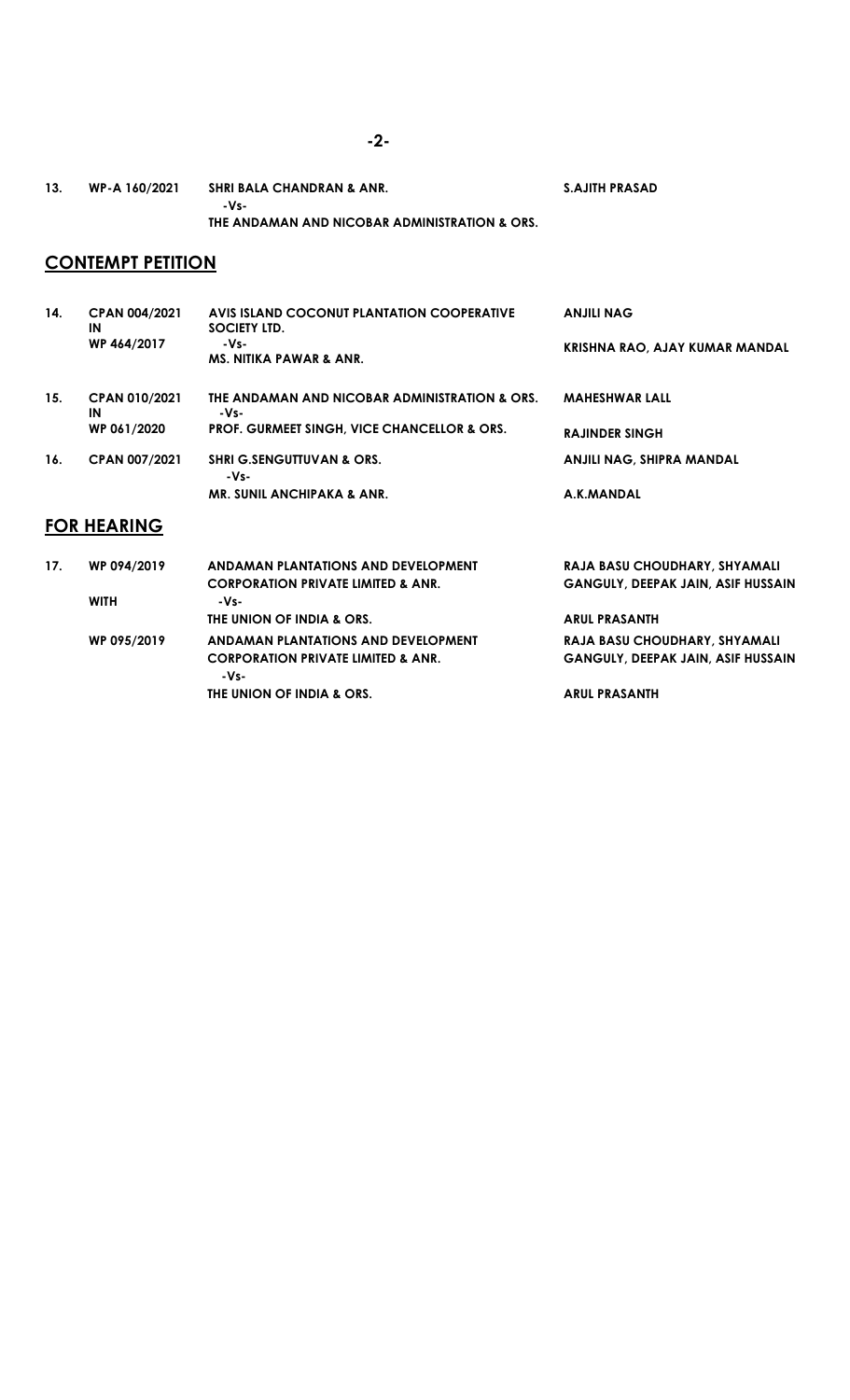| | | | |
|---|---|---|---|
| 13. | WP-A 160/2021 | SHRI BALA CHANDRAN & ANR.<br>-Vs-<br>THE ANDAMAN AND NICOBAR ADMINISTRATION & ORS. | S.AJITH PRASAD |

## CONTEMPT PETITION

| | | | |
|---|---|---|---|
| 14. | CPAN 004/2021 IN WP 464/2017 | AVIS ISLAND COCONUT PLANTATION COOPERATIVE SOCIETY LTD.<br>-Vs-<br>MS. NITIKA PAWAR & ANR. | ANJILI NAG<br><br>KRISHNA RAO, AJAY KUMAR MANDAL |
| 15. | CPAN 010/2021 IN WP 061/2020 | THE ANDAMAN AND NICOBAR ADMINISTRATION & ORS.<br>-Vs-<br>PROF. GURMEET SINGH, VICE CHANCELLOR & ORS. | MAHESHWAR LALL<br><br>RAJINDER SINGH |
| 16. | CPAN 007/2021 | SHRI G.SENGUTTUVAN & ORS.<br>-Vs-<br>MR. SUNIL ANCHIPAKA & ANR. | ANJILI NAG, SHIPRA MANDAL<br><br>A.K.MANDAL |

## FOR HEARING

| | | | |
|---|---|---|---|
| 17. | WP 094/2019<br><br>WITH | ANDAMAN PLANTATIONS AND DEVELOPMENT CORPORATION PRIVATE LIMITED & ANR.<br>-Vs-<br>THE UNION OF INDIA & ORS. | RAJA BASU CHOUDHARY, SHYAMALI GANGULY, DEEPAK JAIN, ASIF HUSSAIN<br><br>ARUL PRASANTH |
| | WP 095/2019 | ANDAMAN PLANTATIONS AND DEVELOPMENT CORPORATION PRIVATE LIMITED & ANR.<br>-Vs-<br>THE UNION OF INDIA & ORS. | RAJA BASU CHOUDHARY, SHYAMALI GANGULY, DEEPAK JAIN, ASIF HUSSAIN<br><br>ARUL PRASANTH |